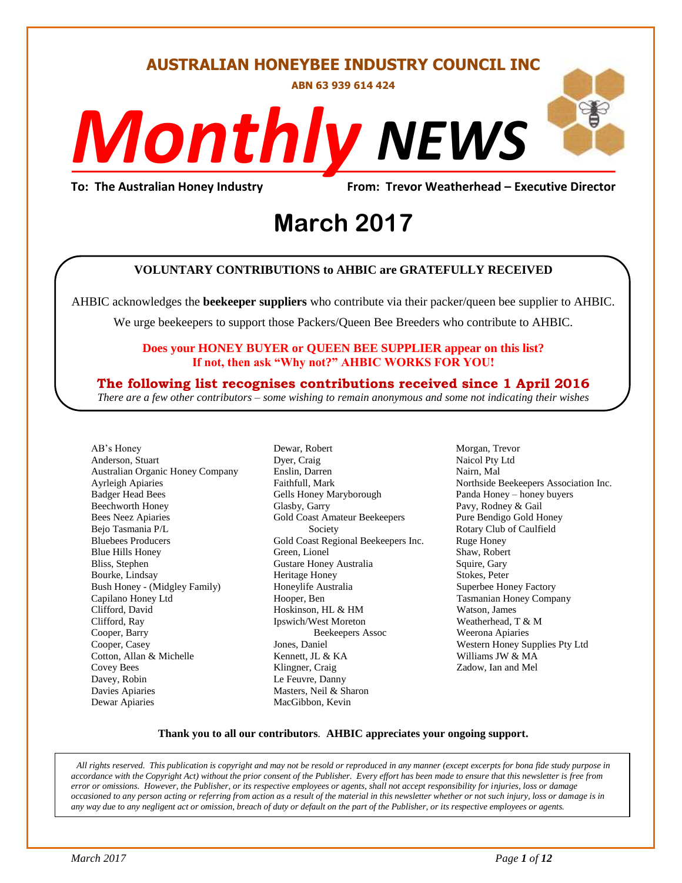# AUSTRALIAN HONEYBEE INDUSTRY COUNCIL INC

**ABN 63 939 614 424**

# *Monthly* NEWS

**To: The Australian Honey Industry** **From: Trevor Weatherhead – Executive Director**

## March 2017

**VOLUNTARY CONTRIBUTIONS to AHBIC are GRATEFULLY RECEIVED**

AHBIC acknowledges the **beekeeper suppliers** who contribute via their packer/queen bee supplier to AHBIC.

We urge beekeepers to support those Packers/Queen Bee Breeders who contribute to AHBIC.

**Does your HONEY BUYER or QUEEN BEE SUPPLIER appear on this list?**
**If not, then ask "Why not?" AHBIC WORKS FOR YOU!**

**The following list recognises contributions received since 1 April 2016**

*There are a few other contributors – some wishing to remain anonymous and some not indicating their wishes*

AB's Honey
Anderson, Stuart
Australian Organic Honey Company
Ayrleigh Apiaries
Badger Head Bees
Beechworth Honey
Bees Neez Apiaries
Bejo Tasmania P/L
Bluebees Producers
Blue Hills Honey
Bliss, Stephen
Bourke, Lindsay
Bush Honey - (Midgley Family)
Capilano Honey Ltd
Clifford, David
Clifford, Ray
Cooper, Barry
Cooper, Casey
Cotton, Allan & Michelle
Covey Bees
Davey, Robin
Davies Apiaries
Dewar Apiaries
Dewar, Robert
Dyer, Craig
Enslin, Darren
Faithfull, Mark
Gells Honey Maryborough
Glasby, Garry
Gold Coast Amateur Beekeepers Society
Gold Coast Regional Beekeepers Inc.
Green, Lionel
Gustare Honey Australia
Heritage Honey
Honeylife Australia
Hooper, Ben
Hoskinson, HL & HM
Ipswich/West Moreton Beekeepers Assoc
Jones, Daniel
Kennett, JL & KA
Klingner, Craig
Le Feuvre, Danny
Masters, Neil & Sharon
MacGibbon, Kevin
Morgan, Trevor
Naicol Pty Ltd
Nairn, Mal
Northside Beekeepers Association Inc.
Panda Honey – honey buyers
Pavy, Rodney & Gail
Pure Bendigo Gold Honey
Rotary Club of Caulfield
Ruge Honey
Shaw, Robert
Squire, Gary
Stokes, Peter
Superbee Honey Factory
Tasmanian Honey Company
Watson, James
Weatherhead, T & M
Weerona Apiaries
Western Honey Supplies Pty Ltd
Williams JW & MA
Zadow, Ian and Mel

**Thank you to all our contributors**. **AHBIC appreciates your ongoing support.**

*All rights reserved. This publication is copyright and may not be resold or reproduced in any manner (except excerpts for bona fide study purpose in accordance with the Copyright Act) without the prior consent of the Publisher. Every effort has been made to ensure that this newsletter is free from error or omissions. However, the Publisher, or its respective employees or agents, shall not accept responsibility for injuries, loss or damage occasioned to any person acting or referring from action as a result of the material in this newsletter whether or not such injury, loss or damage is in any way due to any negligent act or omission, breach of duty or default on the part of the Publisher, or its respective employees or agents.*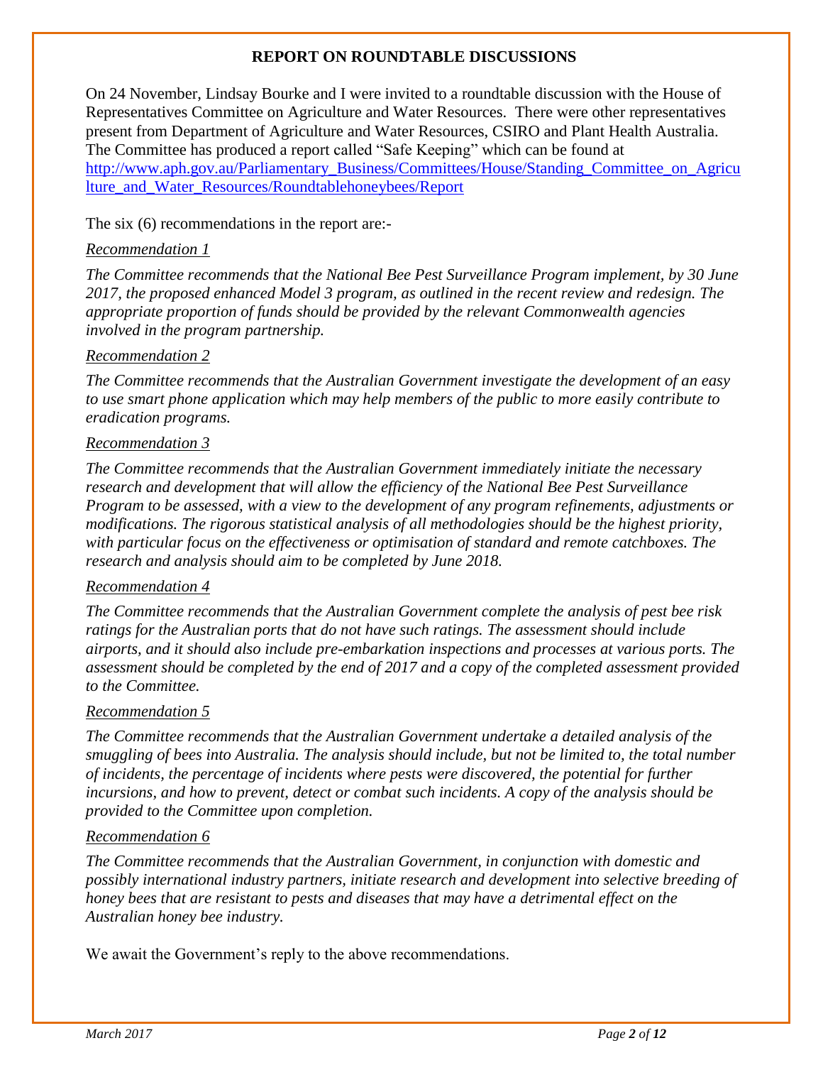## REPORT ON ROUNDTABLE DISCUSSIONS

On 24 November, Lindsay Bourke and I were invited to a roundtable discussion with the House of Representatives Committee on Agriculture and Water Resources. There were other representatives present from Department of Agriculture and Water Resources, CSIRO and Plant Health Australia. The Committee has produced a report called "Safe Keeping" which can be found at http://www.aph.gov.au/Parliamentary_Business/Committees/House/Standing_Committee_on_Agriculture_and_Water_Resources/Roundtablehoneybees/Report

The six (6) recommendations in the report are:-

*Recommendation 1*

*The Committee recommends that the National Bee Pest Surveillance Program implement, by 30 June 2017, the proposed enhanced Model 3 program, as outlined in the recent review and redesign. The appropriate proportion of funds should be provided by the relevant Commonwealth agencies involved in the program partnership.*

*Recommendation 2*

*The Committee recommends that the Australian Government investigate the development of an easy to use smart phone application which may help members of the public to more easily contribute to eradication programs.*

*Recommendation 3*

*The Committee recommends that the Australian Government immediately initiate the necessary research and development that will allow the efficiency of the National Bee Pest Surveillance Program to be assessed, with a view to the development of any program refinements, adjustments or modifications. The rigorous statistical analysis of all methodologies should be the highest priority, with particular focus on the effectiveness or optimisation of standard and remote catchboxes. The research and analysis should aim to be completed by June 2018.*

*Recommendation 4*

*The Committee recommends that the Australian Government complete the analysis of pest bee risk ratings for the Australian ports that do not have such ratings. The assessment should include airports, and it should also include pre-embarkation inspections and processes at various ports. The assessment should be completed by the end of 2017 and a copy of the completed assessment provided to the Committee.*

*Recommendation 5*

*The Committee recommends that the Australian Government undertake a detailed analysis of the smuggling of bees into Australia. The analysis should include, but not be limited to, the total number of incidents, the percentage of incidents where pests were discovered, the potential for further incursions, and how to prevent, detect or combat such incidents. A copy of the analysis should be provided to the Committee upon completion.*

*Recommendation 6*

*The Committee recommends that the Australian Government, in conjunction with domestic and possibly international industry partners, initiate research and development into selective breeding of honey bees that are resistant to pests and diseases that may have a detrimental effect on the Australian honey bee industry.*

We await the Government's reply to the above recommendations.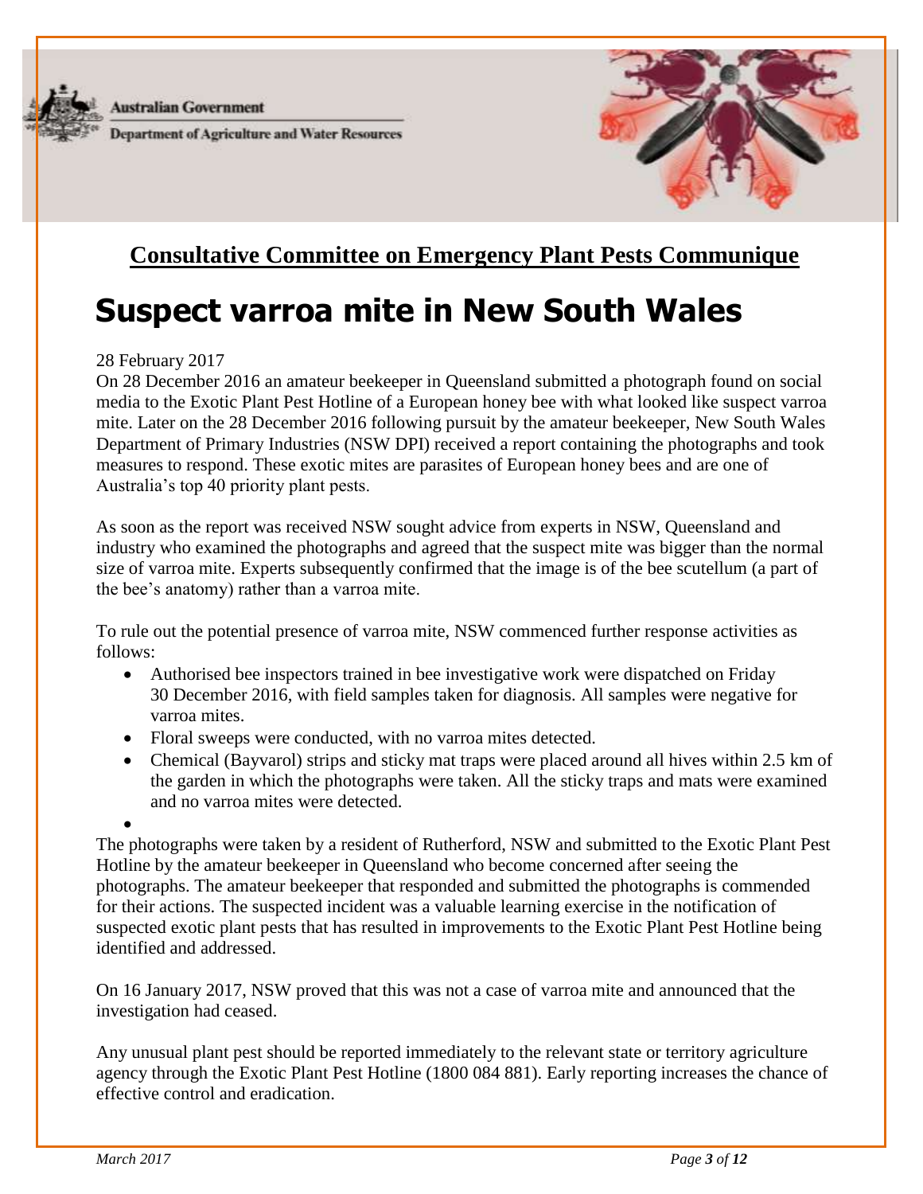Australian Government

Department of Agriculture and Water Resources

## Consultative Committee on Emergency Plant Pests Communique

# Suspect varroa mite in New South Wales

28 February 2017

On 28 December 2016 an amateur beekeeper in Queensland submitted a photograph found on social media to the Exotic Plant Pest Hotline of a European honey bee with what looked like suspect varroa mite. Later on the 28 December 2016 following pursuit by the amateur beekeeper, New South Wales Department of Primary Industries (NSW DPI) received a report containing the photographs and took measures to respond. These exotic mites are parasites of European honey bees and are one of Australia's top 40 priority plant pests.

As soon as the report was received NSW sought advice from experts in NSW, Queensland and industry who examined the photographs and agreed that the suspect mite was bigger than the normal size of varroa mite. Experts subsequently confirmed that the image is of the bee scutellum (a part of the bee's anatomy) rather than a varroa mite.

To rule out the potential presence of varroa mite, NSW commenced further response activities as follows:

- Authorised bee inspectors trained in bee investigative work were dispatched on Friday 30 December 2016, with field samples taken for diagnosis. All samples were negative for varroa mites.
- Floral sweeps were conducted, with no varroa mites detected.
- Chemical (Bayvarol) strips and sticky mat traps were placed around all hives within 2.5 km of the garden in which the photographs were taken. All the sticky traps and mats were examined and no varroa mites were detected.

The photographs were taken by a resident of Rutherford, NSW and submitted to the Exotic Plant Pest Hotline by the amateur beekeeper in Queensland who become concerned after seeing the photographs. The amateur beekeeper that responded and submitted the photographs is commended for their actions. The suspected incident was a valuable learning exercise in the notification of suspected exotic plant pests that has resulted in improvements to the Exotic Plant Pest Hotline being identified and addressed.

On 16 January 2017, NSW proved that this was not a case of varroa mite and announced that the investigation had ceased.

Any unusual plant pest should be reported immediately to the relevant state or territory agriculture agency through the Exotic Plant Pest Hotline (1800 084 881). Early reporting increases the chance of effective control and eradication.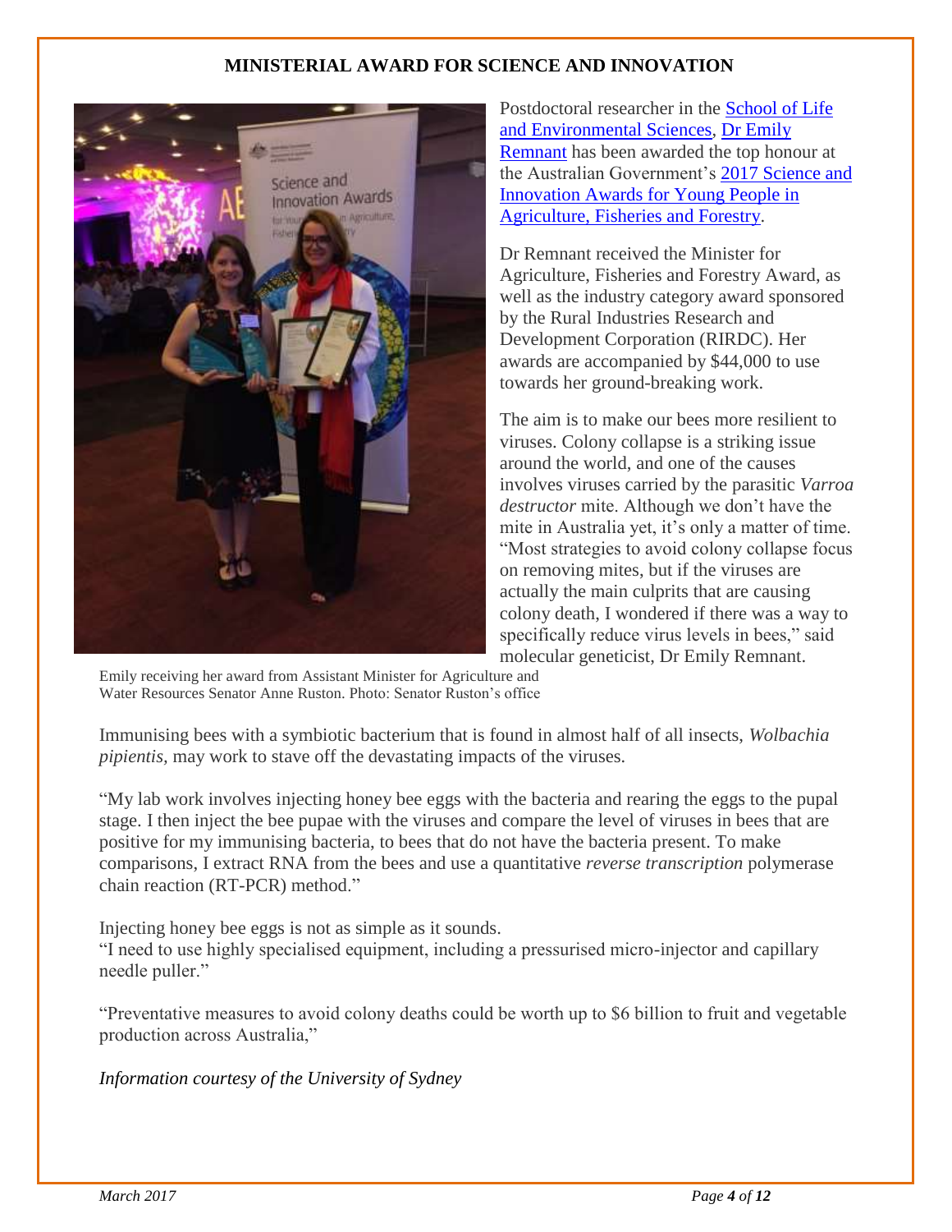## MINISTERIAL AWARD FOR SCIENCE AND INNOVATION

Postdoctoral researcher in the School of Life and Environmental Sciences, Dr Emily Remnant has been awarded the top honour at the Australian Government's 2017 Science and Innovation Awards for Young People in Agriculture, Fisheries and Forestry.

Dr Remnant received the Minister for Agriculture, Fisheries and Forestry Award, as well as the industry category award sponsored by the Rural Industries Research and Development Corporation (RIRDC). Her awards are accompanied by $44,000 to use towards her ground-breaking work.

The aim is to make our bees more resilient to viruses. Colony collapse is a striking issue around the world, and one of the causes involves viruses carried by the parasitic *Varroa destructor* mite. Although we don't have the mite in Australia yet, it's only a matter of time. "Most strategies to avoid colony collapse focus on removing mites, but if the viruses are actually the main culprits that are causing colony death, I wondered if there was a way to specifically reduce virus levels in bees," said molecular geneticist, Dr Emily Remnant.

Emily receiving her award from Assistant Minister for Agriculture and Water Resources Senator Anne Ruston. Photo: Senator Ruston's office

Immunising bees with a symbiotic bacterium that is found in almost half of all insects, *Wolbachia pipientis*, may work to stave off the devastating impacts of the viruses.

"My lab work involves injecting honey bee eggs with the bacteria and rearing the eggs to the pupal stage. I then inject the bee pupae with the viruses and compare the level of viruses in bees that are positive for my immunising bacteria, to bees that do not have the bacteria present. To make comparisons, I extract RNA from the bees and use a quantitative *reverse transcription* polymerase chain reaction (RT-PCR) method."

Injecting honey bee eggs is not as simple as it sounds.
"I need to use highly specialised equipment, including a pressurised micro-injector and capillary needle puller."

"Preventative measures to avoid colony deaths could be worth up to $6 billion to fruit and vegetable production across Australia,"

*Information courtesy of the University of Sydney*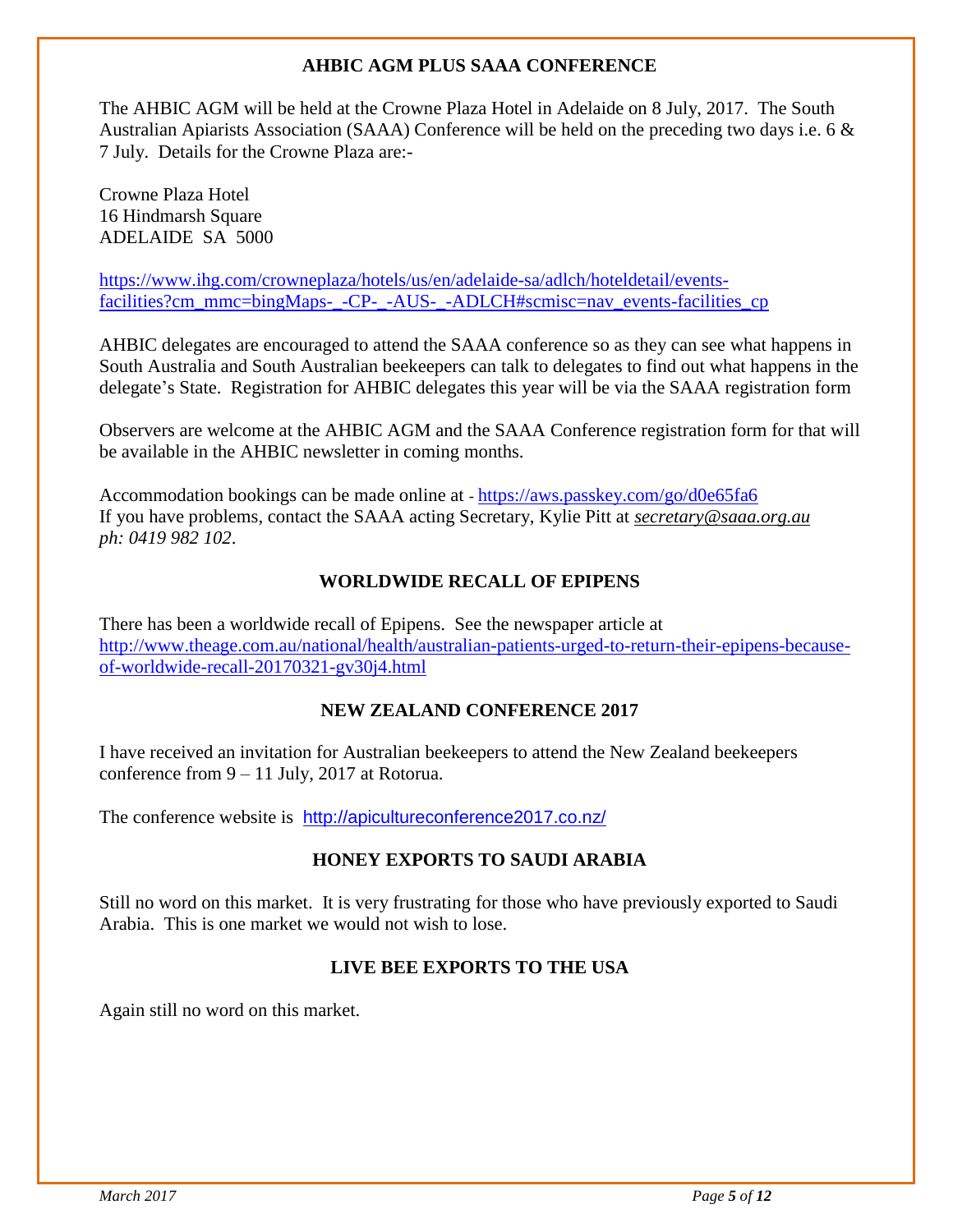## AHBIC AGM PLUS SAAA CONFERENCE

The AHBIC AGM will be held at the Crowne Plaza Hotel in Adelaide on 8 July, 2017. The South Australian Apiarists Association (SAAA) Conference will be held on the preceding two days i.e. 6 & 7 July. Details for the Crowne Plaza are:-

Crowne Plaza Hotel
16 Hindmarsh Square
ADELAIDE SA 5000

https://www.ihg.com/crowneplaza/hotels/us/en/adelaide-sa/adlch/hoteldetail/events-facilities?cm_mmc=bingMaps-_-CP-_-AUS-_-ADLCH#scmisc=nav_events-facilities_cp

AHBIC delegates are encouraged to attend the SAAA conference so as they can see what happens in South Australia and South Australian beekeepers can talk to delegates to find out what happens in the delegate's State. Registration for AHBIC delegates this year will be via the SAAA registration form

Observers are welcome at the AHBIC AGM and the SAAA Conference registration form for that will be available in the AHBIC newsletter in coming months.

Accommodation bookings can be made online at - https://aws.passkey.com/go/d0e65fa6
If you have problems, contact the SAAA acting Secretary, Kylie Pitt at ***secretary@saaa.org.au*** *ph: 0419 982 102*.

## WORLDWIDE RECALL OF EPIPENS

There has been a worldwide recall of Epipens. See the newspaper article at http://www.theage.com.au/national/health/australian-patients-urged-to-return-their-epipens-because-of-worldwide-recall-20170321-gv30j4.html

## NEW ZEALAND CONFERENCE 2017

I have received an invitation for Australian beekeepers to attend the New Zealand beekeepers conference from 9 – 11 July, 2017 at Rotorua.

The conference website is http://apicultureconference2017.co.nz/

## HONEY EXPORTS TO SAUDI ARABIA

Still no word on this market. It is very frustrating for those who have previously exported to Saudi Arabia. This is one market we would not wish to lose.

## LIVE BEE EXPORTS TO THE USA

Again still no word on this market.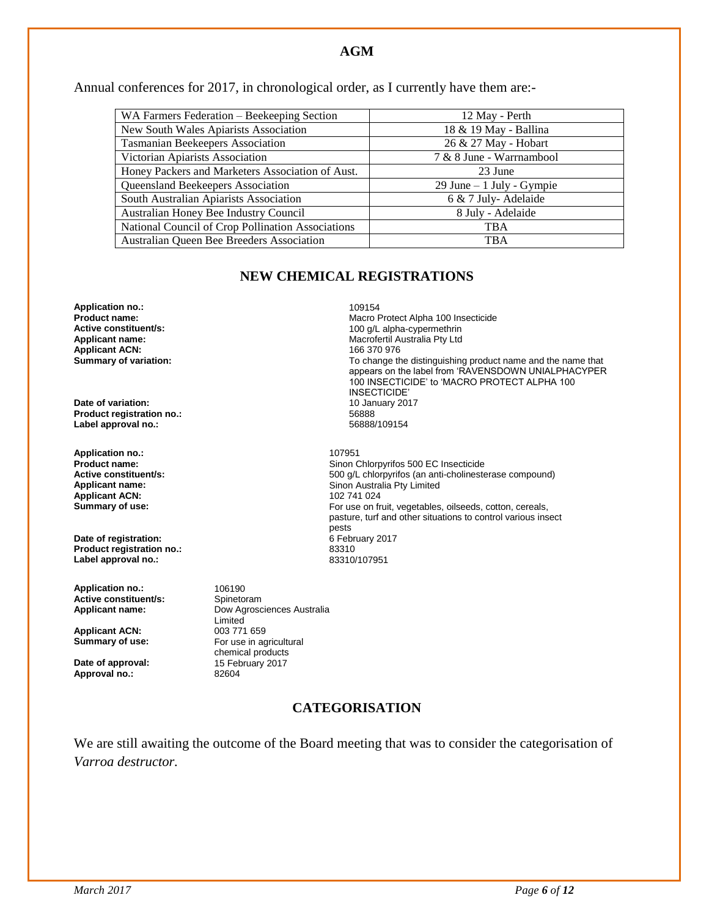## AGM

Annual conferences for 2017, in chronological order, as I currently have them are:-

| | |
|---|---|
| WA Farmers Federation – Beekeeping Section | 12 May - Perth |
| New South Wales Apiarists Association | 18 & 19 May - Ballina |
| Tasmanian Beekeepers Association | 26 & 27 May - Hobart |
| Victorian Apiarists Association | 7 & 8 June - Warrnambool |
| Honey Packers and Marketers Association of Aust. | 23 June |
| Queensland Beekeepers Association | 29 June – 1 July - Gympie |
| South Australian Apiarists Association | 6 & 7 July- Adelaide |
| Australian Honey Bee Industry Council | 8 July - Adelaide |
| National Council of Crop Pollination Associations | TBA |
| Australian Queen Bee Breeders Association | TBA |

## NEW CHEMICAL REGISTRATIONS

**Application no.:** 109154
**Product name:** Macro Protect Alpha 100 Insecticide
**Active constituent/s:** 100 g/L alpha-cypermethrin
**Applicant name:** Macrofertil Australia Pty Ltd
**Applicant ACN:** 166 370 976
**Summary of variation:** To change the distinguishing product name and the name that appears on the label from 'RAVENSDOWN UNIALPHACYPER 100 INSECTICIDE' to 'MACRO PROTECT ALPHA 100 INSECTICIDE'
**Date of variation:** 10 January 2017
**Product registration no.:** 56888
**Label approval no.:** 56888/109154

**Application no.:** 107951
**Product name:** Sinon Chlorpyrifos 500 EC Insecticide
**Active constituent/s:** 500 g/L chlorpyrifos (an anti-cholinesterase compound)
**Applicant name:** Sinon Australia Pty Limited
**Applicant ACN:** 102 741 024
**Summary of use:** For use on fruit, vegetables, oilseeds, cotton, cereals, pasture, turf and other situations to control various insect pests
**Date of registration:** 6 February 2017
**Product registration no.:** 83310
**Label approval no.:** 83310/107951

**Application no.:** 106190
**Active constituent/s:** Spinetoram
**Applicant name:** Dow Agrosciences Australia Limited
**Applicant ACN:** 003 771 659
**Summary of use:** For use in agricultural chemical products
**Date of approval:** 15 February 2017
**Approval no.:** 82604

## CATEGORISATION

We are still awaiting the outcome of the Board meeting that was to consider the categorisation of *Varroa destructor.*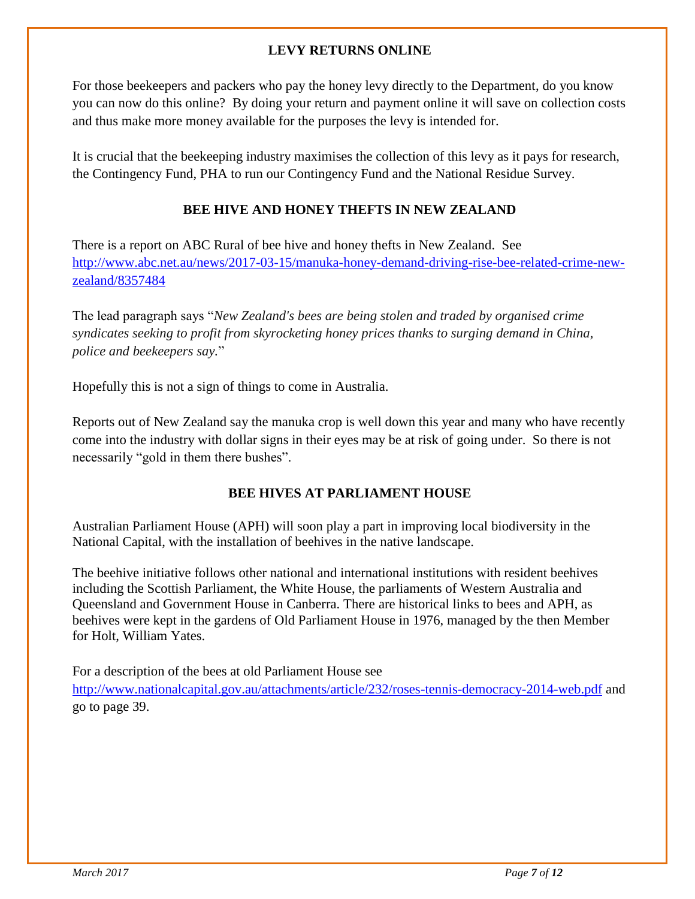## LEVY RETURNS ONLINE

For those beekeepers and packers who pay the honey levy directly to the Department, do you know you can now do this online? By doing your return and payment online it will save on collection costs and thus make more money available for the purposes the levy is intended for.

It is crucial that the beekeeping industry maximises the collection of this levy as it pays for research, the Contingency Fund, PHA to run our Contingency Fund and the National Residue Survey.

## BEE HIVE AND HONEY THEFTS IN NEW ZEALAND

There is a report on ABC Rural of bee hive and honey thefts in New Zealand. See http://www.abc.net.au/news/2017-03-15/manuka-honey-demand-driving-rise-bee-related-crime-new-zealand/8357484

The lead paragraph says "*New Zealand's bees are being stolen and traded by organised crime syndicates seeking to profit from skyrocketing honey prices thanks to surging demand in China, police and beekeepers say.*"

Hopefully this is not a sign of things to come in Australia.

Reports out of New Zealand say the manuka crop is well down this year and many who have recently come into the industry with dollar signs in their eyes may be at risk of going under. So there is not necessarily "gold in them there bushes".

## BEE HIVES AT PARLIAMENT HOUSE

Australian Parliament House (APH) will soon play a part in improving local biodiversity in the National Capital, with the installation of beehives in the native landscape.

The beehive initiative follows other national and international institutions with resident beehives including the Scottish Parliament, the White House, the parliaments of Western Australia and Queensland and Government House in Canberra. There are historical links to bees and APH, as beehives were kept in the gardens of Old Parliament House in 1976, managed by the then Member for Holt, William Yates.

For a description of the bees at old Parliament House see http://www.nationalcapital.gov.au/attachments/article/232/roses-tennis-democracy-2014-web.pdf and go to page 39.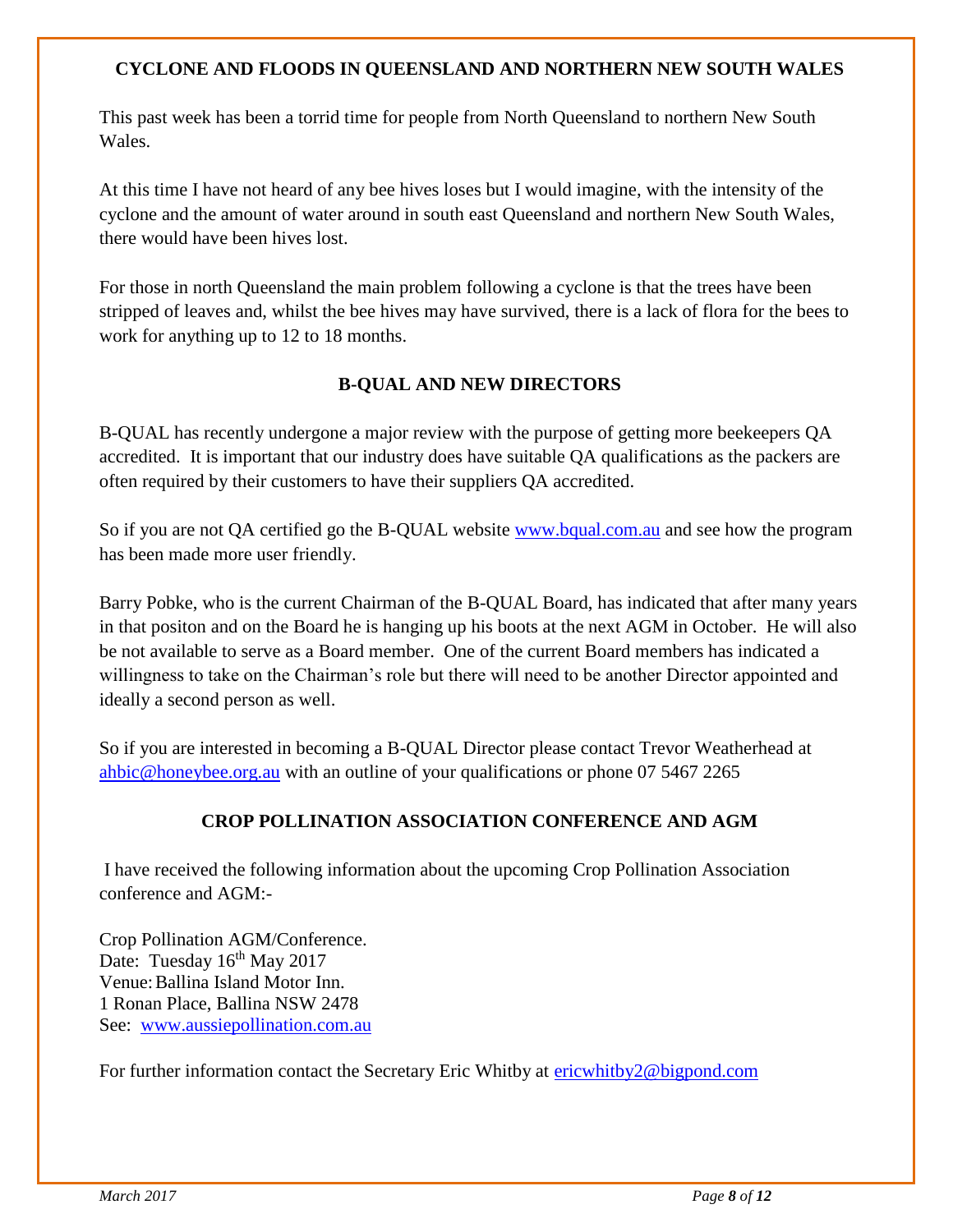## CYCLONE AND FLOODS IN QUEENSLAND AND NORTHERN NEW SOUTH WALES

This past week has been a torrid time for people from North Queensland to northern New South Wales.

At this time I have not heard of any bee hives loses but I would imagine, with the intensity of the cyclone and the amount of water around in south east Queensland and northern New South Wales, there would have been hives lost.

For those in north Queensland the main problem following a cyclone is that the trees have been stripped of leaves and, whilst the bee hives may have survived, there is a lack of flora for the bees to work for anything up to 12 to 18 months.

## B-QUAL AND NEW DIRECTORS

B-QUAL has recently undergone a major review with the purpose of getting more beekeepers QA accredited. It is important that our industry does have suitable QA qualifications as the packers are often required by their customers to have their suppliers QA accredited.

So if you are not QA certified go the B-QUAL website www.bqual.com.au and see how the program has been made more user friendly.

Barry Pobke, who is the current Chairman of the B-QUAL Board, has indicated that after many years in that positon and on the Board he is hanging up his boots at the next AGM in October. He will also be not available to serve as a Board member. One of the current Board members has indicated a willingness to take on the Chairman's role but there will need to be another Director appointed and ideally a second person as well.

So if you are interested in becoming a B-QUAL Director please contact Trevor Weatherhead at ahbic@honeybee.org.au with an outline of your qualifications or phone 07 5467 2265

## CROP POLLINATION ASSOCIATION CONFERENCE AND AGM

I have received the following information about the upcoming Crop Pollination Association conference and AGM:-

Crop Pollination AGM/Conference.
Date: Tuesday 16th May 2017
Venue: Ballina Island Motor Inn.
1 Ronan Place, Ballina NSW 2478
See: www.aussiepollination.com.au

For further information contact the Secretary Eric Whitby at ericwhitby2@bigpond.com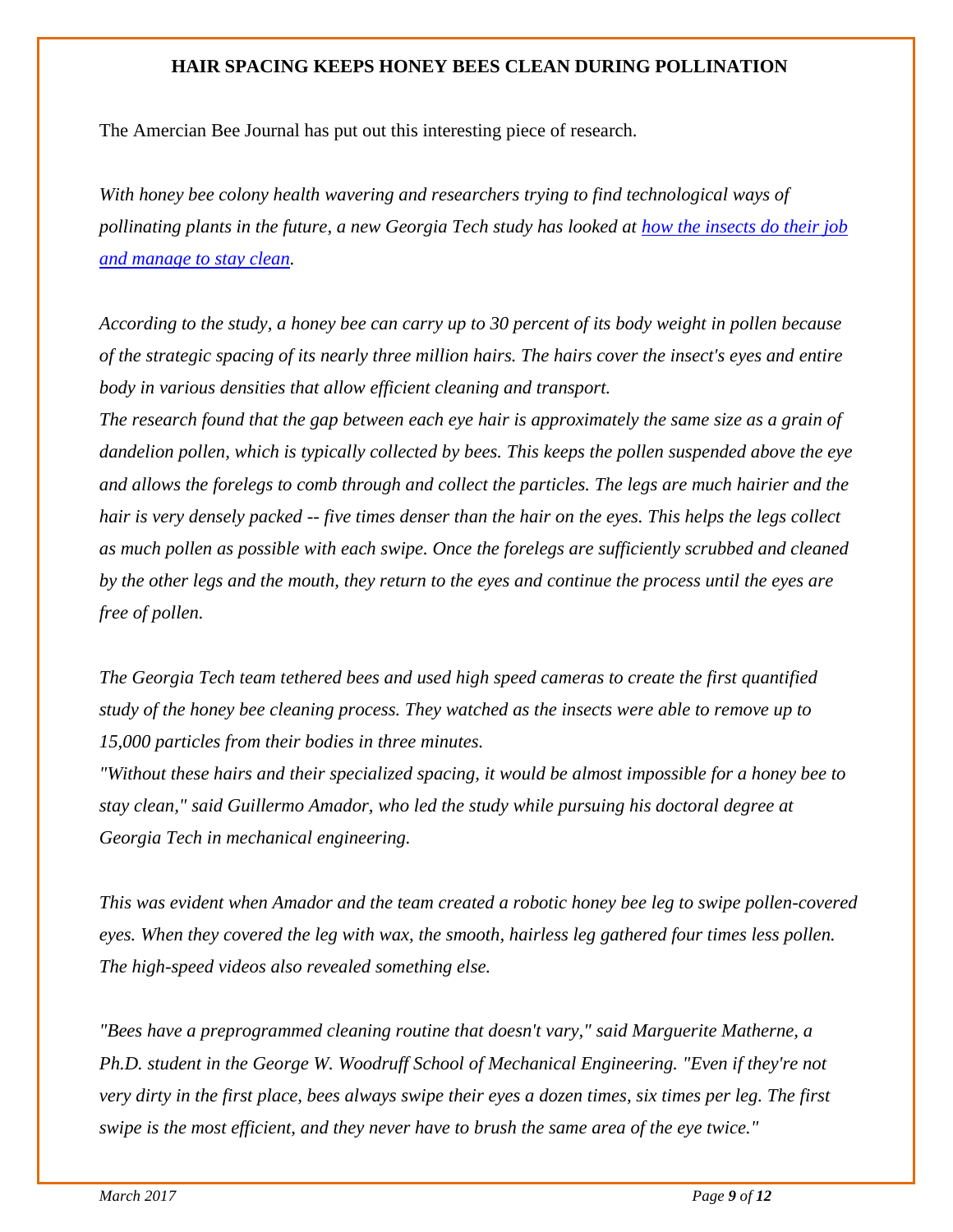**HAIR SPACING KEEPS HONEY BEES CLEAN DURING POLLINATION**

The Amercian Bee Journal has put out this interesting piece of research.

*With honey bee colony health wavering and researchers trying to find technological ways of pollinating plants in the future, a new Georgia Tech study has looked at [how the insects do their job and manage to stay clean]().*

*According to the study, a honey bee can carry up to 30 percent of its body weight in pollen because of the strategic spacing of its nearly three million hairs. The hairs cover the insect's eyes and entire body in various densities that allow efficient cleaning and transport.*
*The research found that the gap between each eye hair is approximately the same size as a grain of dandelion pollen, which is typically collected by bees. This keeps the pollen suspended above the eye and allows the forelegs to comb through and collect the particles. The legs are much hairier and the hair is very densely packed -- five times denser than the hair on the eyes. This helps the legs collect as much pollen as possible with each swipe. Once the forelegs are sufficiently scrubbed and cleaned by the other legs and the mouth, they return to the eyes and continue the process until the eyes are free of pollen.*

*The Georgia Tech team tethered bees and used high speed cameras to create the first quantified study of the honey bee cleaning process. They watched as the insects were able to remove up to 15,000 particles from their bodies in three minutes.*
*"Without these hairs and their specialized spacing, it would be almost impossible for a honey bee to stay clean," said Guillermo Amador, who led the study while pursuing his doctoral degree at Georgia Tech in mechanical engineering.*

*This was evident when Amador and the team created a robotic honey bee leg to swipe pollen-covered eyes. When they covered the leg with wax, the smooth, hairless leg gathered four times less pollen. The high-speed videos also revealed something else.*

*"Bees have a preprogrammed cleaning routine that doesn't vary," said Marguerite Matherne, a Ph.D. student in the George W. Woodruff School of Mechanical Engineering. "Even if they're not very dirty in the first place, bees always swipe their eyes a dozen times, six times per leg. The first swipe is the most efficient, and they never have to brush the same area of the eye twice."*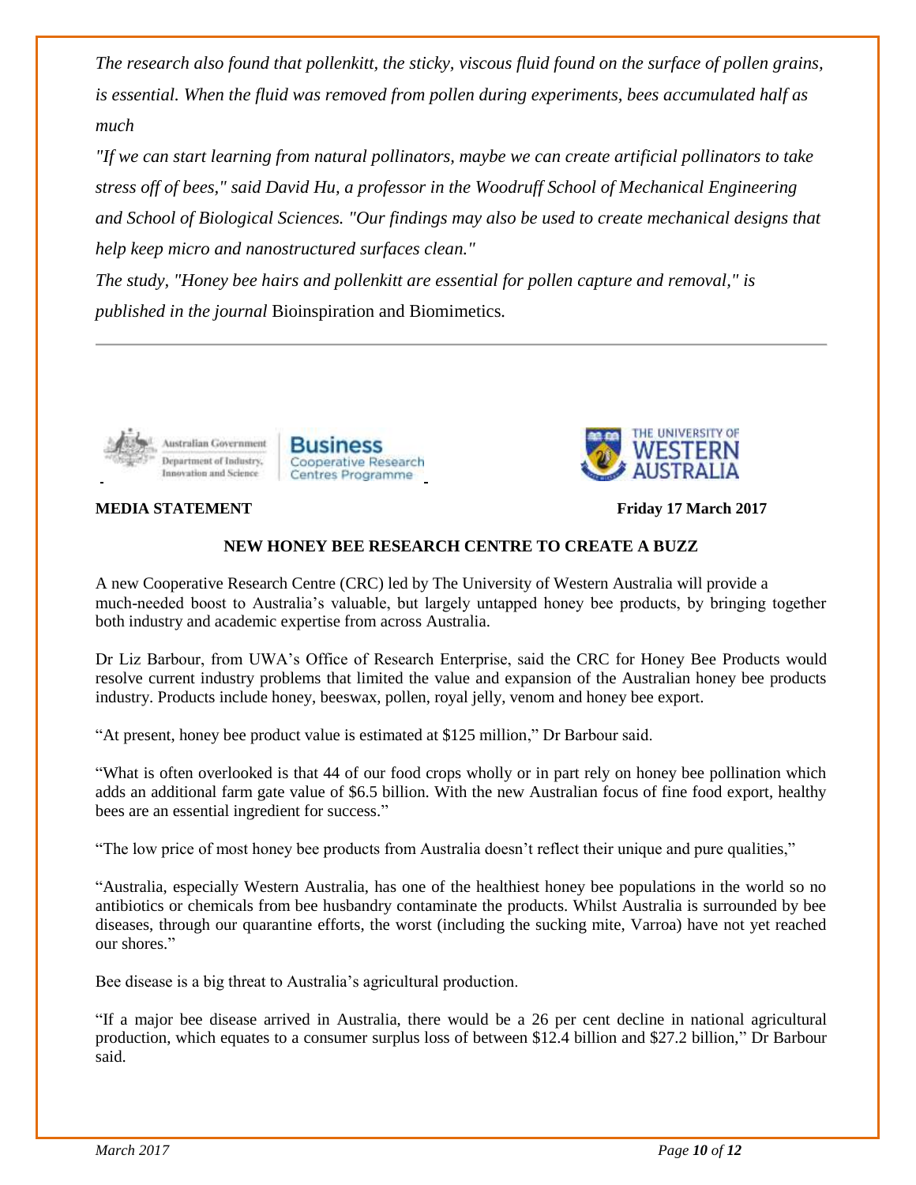*The research also found that pollenkitt, the sticky, viscous fluid found on the surface of pollen grains, is essential. When the fluid was removed from pollen during experiments, bees accumulated half as much*

*"If we can start learning from natural pollinators, maybe we can create artificial pollinators to take stress off of bees," said David Hu, a professor in the Woodruff School of Mechanical Engineering and School of Biological Sciences. "Our findings may also be used to create mechanical designs that help keep micro and nanostructured surfaces clean."*

*The study, "Honey bee hairs and pollenkitt are essential for pollen capture and removal," is published in the journal* Bioinspiration and Biomimetics*.*

---

Australian Government Department of Industry, Innovation and Science | Business Cooperative Research Centres Programme | The University of Western Australia

**MEDIA STATEMENT** **Friday 17 March 2017**

**NEW HONEY BEE RESEARCH CENTRE TO CREATE A BUZZ**

A new Cooperative Research Centre (CRC) led by The University of Western Australia will provide a much-needed boost to Australia's valuable, but largely untapped honey bee products, by bringing together both industry and academic expertise from across Australia.

Dr Liz Barbour, from UWA's Office of Research Enterprise, said the CRC for Honey Bee Products would resolve current industry problems that limited the value and expansion of the Australian honey bee products industry. Products include honey, beeswax, pollen, royal jelly, venom and honey bee export.

"At present, honey bee product value is estimated at $125 million," Dr Barbour said.

"What is often overlooked is that 44 of our food crops wholly or in part rely on honey bee pollination which adds an additional farm gate value of $6.5 billion. With the new Australian focus of fine food export, healthy bees are an essential ingredient for success."

"The low price of most honey bee products from Australia doesn't reflect their unique and pure qualities,"

"Australia, especially Western Australia, has one of the healthiest honey bee populations in the world so no antibiotics or chemicals from bee husbandry contaminate the products. Whilst Australia is surrounded by bee diseases, through our quarantine efforts, the worst (including the sucking mite, Varroa) have not yet reached our shores."

Bee disease is a big threat to Australia's agricultural production.

"If a major bee disease arrived in Australia, there would be a 26 per cent decline in national agricultural production, which equates to a consumer surplus loss of between $12.4 billion and $27.2 billion," Dr Barbour said.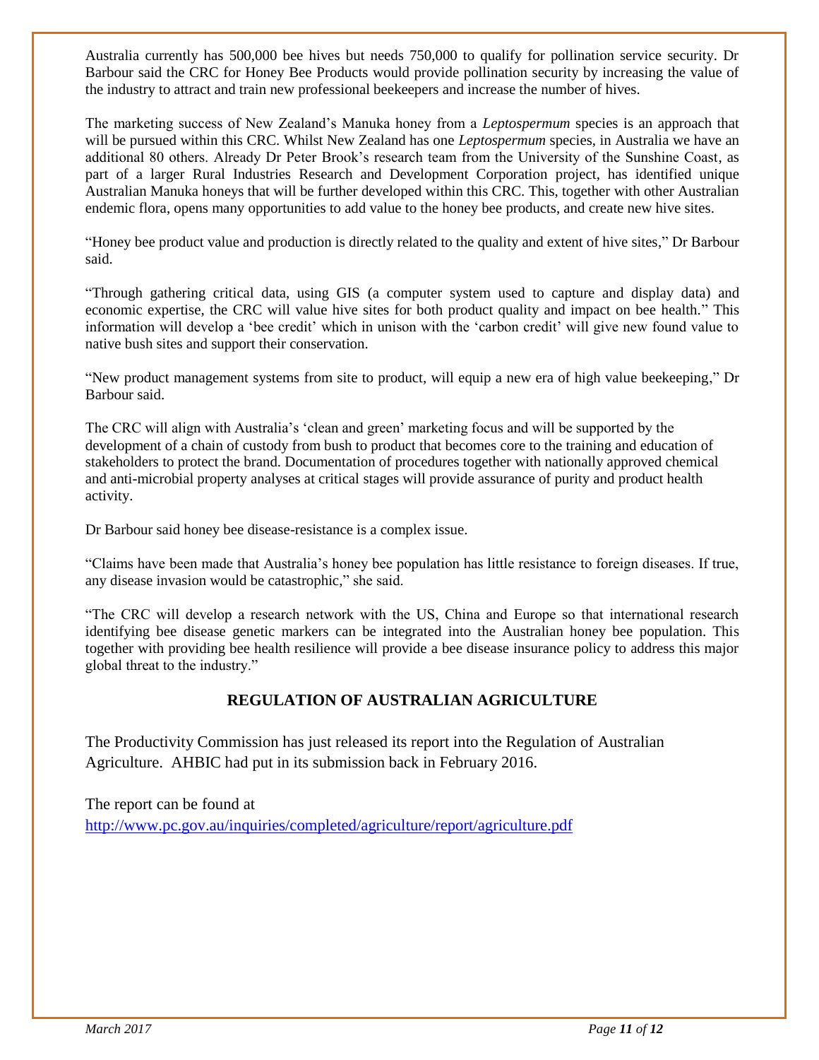Australia currently has 500,000 bee hives but needs 750,000 to qualify for pollination service security. Dr Barbour said the CRC for Honey Bee Products would provide pollination security by increasing the value of the industry to attract and train new professional beekeepers and increase the number of hives.

The marketing success of New Zealand's Manuka honey from a *Leptospermum* species is an approach that will be pursued within this CRC. Whilst New Zealand has one *Leptospermum* species, in Australia we have an additional 80 others. Already Dr Peter Brook's research team from the University of the Sunshine Coast, as part of a larger Rural Industries Research and Development Corporation project, has identified unique Australian Manuka honeys that will be further developed within this CRC. This, together with other Australian endemic flora, opens many opportunities to add value to the honey bee products, and create new hive sites.

"Honey bee product value and production is directly related to the quality and extent of hive sites," Dr Barbour said.

"Through gathering critical data, using GIS (a computer system used to capture and display data) and economic expertise, the CRC will value hive sites for both product quality and impact on bee health." This information will develop a 'bee credit' which in unison with the 'carbon credit' will give new found value to native bush sites and support their conservation.

"New product management systems from site to product, will equip a new era of high value beekeeping," Dr Barbour said.

The CRC will align with Australia's 'clean and green' marketing focus and will be supported by the development of a chain of custody from bush to product that becomes core to the training and education of stakeholders to protect the brand. Documentation of procedures together with nationally approved chemical and anti-microbial property analyses at critical stages will provide assurance of purity and product health activity.

Dr Barbour said honey bee disease-resistance is a complex issue.

"Claims have been made that Australia's honey bee population has little resistance to foreign diseases. If true, any disease invasion would be catastrophic," she said.

"The CRC will develop a research network with the US, China and Europe so that international research identifying bee disease genetic markers can be integrated into the Australian honey bee population. This together with providing bee health resilience will provide a bee disease insurance policy to address this major global threat to the industry."

## REGULATION OF AUSTRALIAN AGRICULTURE

The Productivity Commission has just released its report into the Regulation of Australian Agriculture. AHBIC had put in its submission back in February 2016.

The report can be found at
http://www.pc.gov.au/inquiries/completed/agriculture/report/agriculture.pdf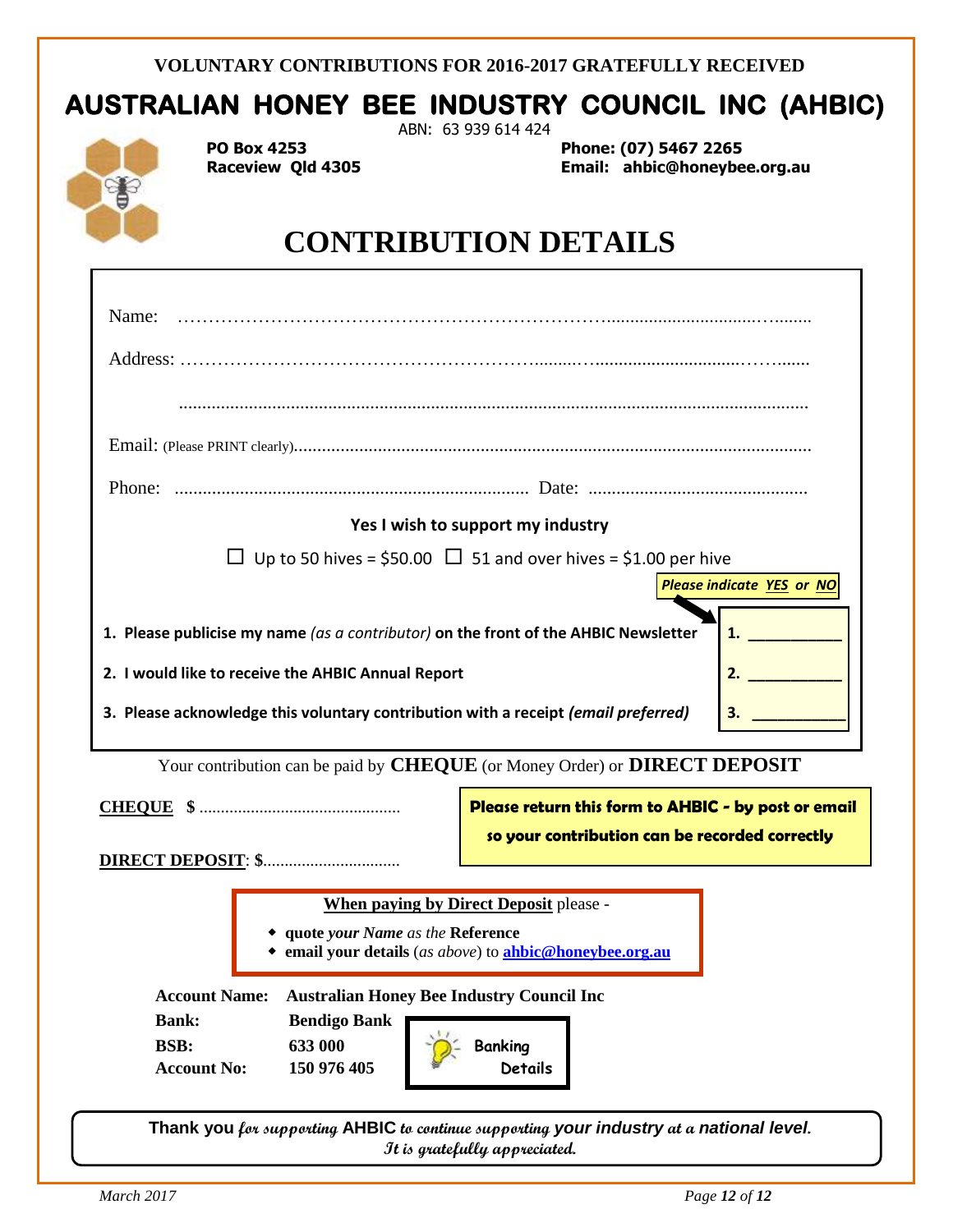**VOLUNTARY CONTRIBUTIONS FOR 2016-2017 GRATEFULLY RECEIVED**

# AUSTRALIAN HONEY BEE INDUSTRY COUNCIL INC (AHBIC)

ABN: 63 939 614 424

**PO Box 4253**
**Raceview Qld 4305**

**Phone: (07) 5467 2265**
**Email: ahbic@honeybee.org.au**

# CONTRIBUTION DETAILS

Name: ..............................................................................................................

Address: ..............................................................................................................

..............................................................................................................

Email: (Please PRINT clearly)..............................................................................................................

Phone: .......................................................................... Date: ..............................................

**Yes I wish to support my industry**

☐ Up to 50 hives = $50.00 ☐ 51 and over hives = $1.00 per hive

***Please indicate YES or NO***

1. **Please publicise my name** *(as a contributor)* **on the front of the AHBIC Newsletter** — **1.** ___________
2. **I would like to receive the AHBIC Annual Report** — **2.** ___________
3. **Please acknowledge this voluntary contribution with a receipt** ***(email preferred)*** — **3.** ___________

Your contribution can be paid by **CHEQUE** (or Money Order) or **DIRECT DEPOSIT**

**CHEQUE $** ..............................................

**DIRECT DEPOSIT: $**...............................

**Please return this form to AHBIC - by post or email so your contribution can be recorded correctly**

**When paying by Direct Deposit** please -

- **quote** ***your Name*** *as the* **Reference**
- **email your details** (*as above*) to **ahbic@honeybee.org.au**

| | |
|---|---|
| **Account Name:** | **Australian Honey Bee Industry Council Inc** |
| **Bank:** | **Bendigo Bank** |
| **BSB:** | **633 000** |
| **Account No:** | **150 976 405** |

Banking Details

**Thank you** *for supporting* **AHBIC** *to continue supporting* ***your industry*** *at a* ***national level.*** *It is gratefully appreciated.*

*March 2017*